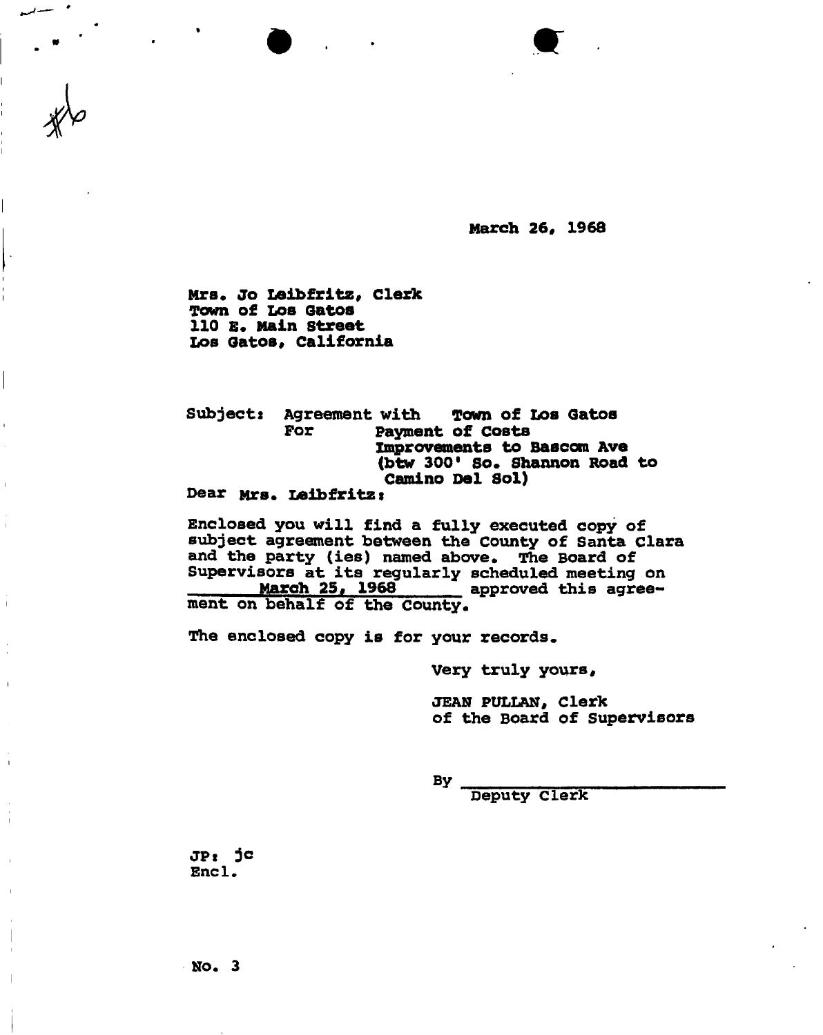#6

March 26, 1968

Mrs. Jo Leibfritz, Clerk
Town of Los Gatos
110 E. Main Street
Los Gatos, California

Subject: Agreement with Town of Los Gatos
For Payment of Costs
Improvements to Bascom Ave
(btw 300' So. Shannon Road to
Camino Del Sol)

Dear Mrs. Leibfritz:

Enclosed you will find a fully executed copy of subject agreement between the County of Santa Clara and the party (ies) named above. The Board of Supervisors at its regularly scheduled meeting on March 25, 1968 approved this agreement on behalf of the County.

The enclosed copy is for your records.

Very truly yours,

JEAN PULLAN, Clerk
of the Board of Supervisors

By ______________________
Deputy Clerk

JP: jc
Encl.

No. 3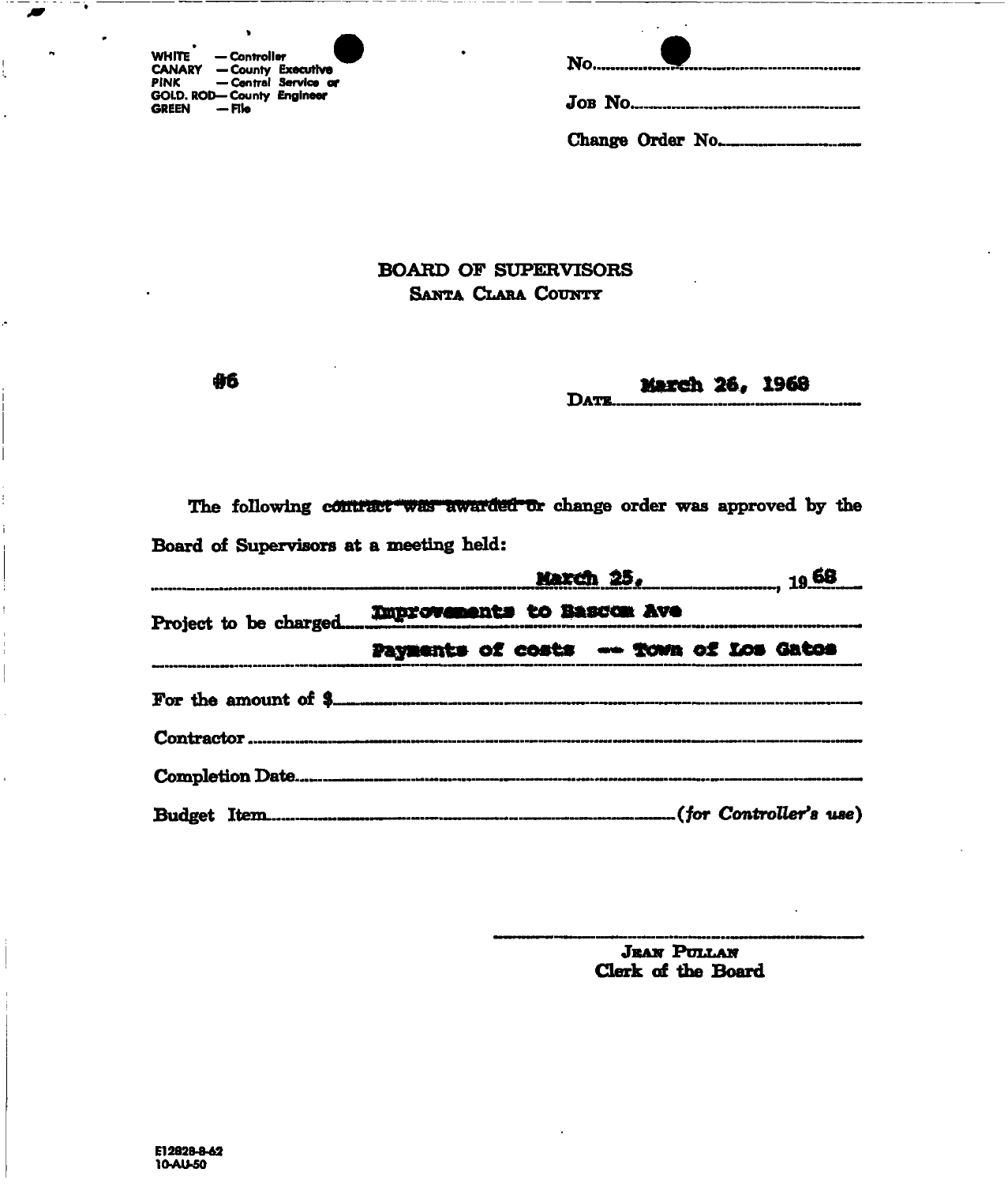WHITE — Controller
CANARY — County Executive
PINK — Central Service or
GOLD. ROD— County Engineer
GREEN — File

No.

Job No.

Change Order No.

# BOARD OF SUPERVISORS
## Santa Clara County

#6

Date **March 26, 1968**

The following ~~contract was awarded or~~ change order was approved by the Board of Supervisors at a meeting held:

**March 25**, 19**68**

Project to be charged **Improvements to Bascom Ave**

**Payments of costs — Town of Los Gatos**

For the amount of $

Contractor

Completion Date

Budget Item *(for Controller's use)*

Jean Pullan
Clerk of the Board

E12828-8-62
10-AU-50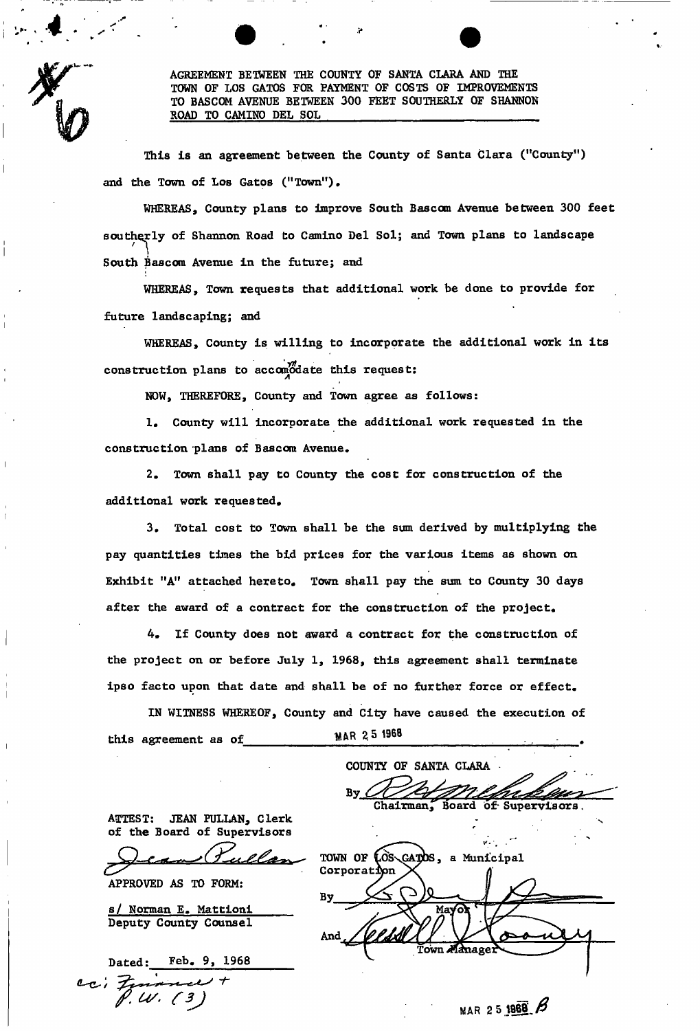#6

**AGREEMENT BETWEEN THE COUNTY OF SANTA CLARA AND THE TOWN OF LOS GATOS FOR PAYMENT OF COSTS OF IMPROVEMENTS TO BASCOM AVENUE BETWEEN 300 FEET SOUTHERLY OF SHANNON ROAD TO CAMINO DEL SOL**

This is an agreement between the County of Santa Clara ("County") and the Town of Los Gatos ("Town").

WHEREAS, County plans to improve South Bascom Avenue between 300 feet southerly of Shannon Road to Camino Del Sol; and Town plans to landscape South Bascom Avenue in the future; and

WHEREAS, Town requests that additional work be done to provide for future landscaping; and

WHEREAS, County is willing to incorporate the additional work in its construction plans to accommodate this request:

NOW, THEREFORE, County and Town agree as follows:

1. County will incorporate the additional work requested in the construction plans of Bascom Avenue.

2. Town shall pay to County the cost for construction of the additional work requested.

3. Total cost to Town shall be the sum derived by multiplying the pay quantities times the bid prices for the various items as shown on Exhibit "A" attached hereto. Town shall pay the sum to County 30 days after the award of a contract for the construction of the project.

4. If County does not award a contract for the construction of the project on or before July 1, 1968, this agreement shall terminate ipso facto upon that date and shall be of no further force or effect.

IN WITNESS WHEREOF, County and City have caused the execution of this agreement as of MAR 25 1968.

COUNTY OF SANTA CLARA

By [signature]
Chairman, Board of Supervisors

ATTEST: JEAN PULLAN, Clerk of the Board of Supervisors

[signature: Jean Pullan]

APPROVED AS TO FORM:

s/ Norman E. Mattioni
Deputy County Counsel

Dated: Feb. 9, 1968

TOWN OF LOS GATOS, a Municipal Corporation

By [signature]
Mayor

And [signature]
Town Manager

cc: Finance + P.W. (3)

MAR 25 1968 B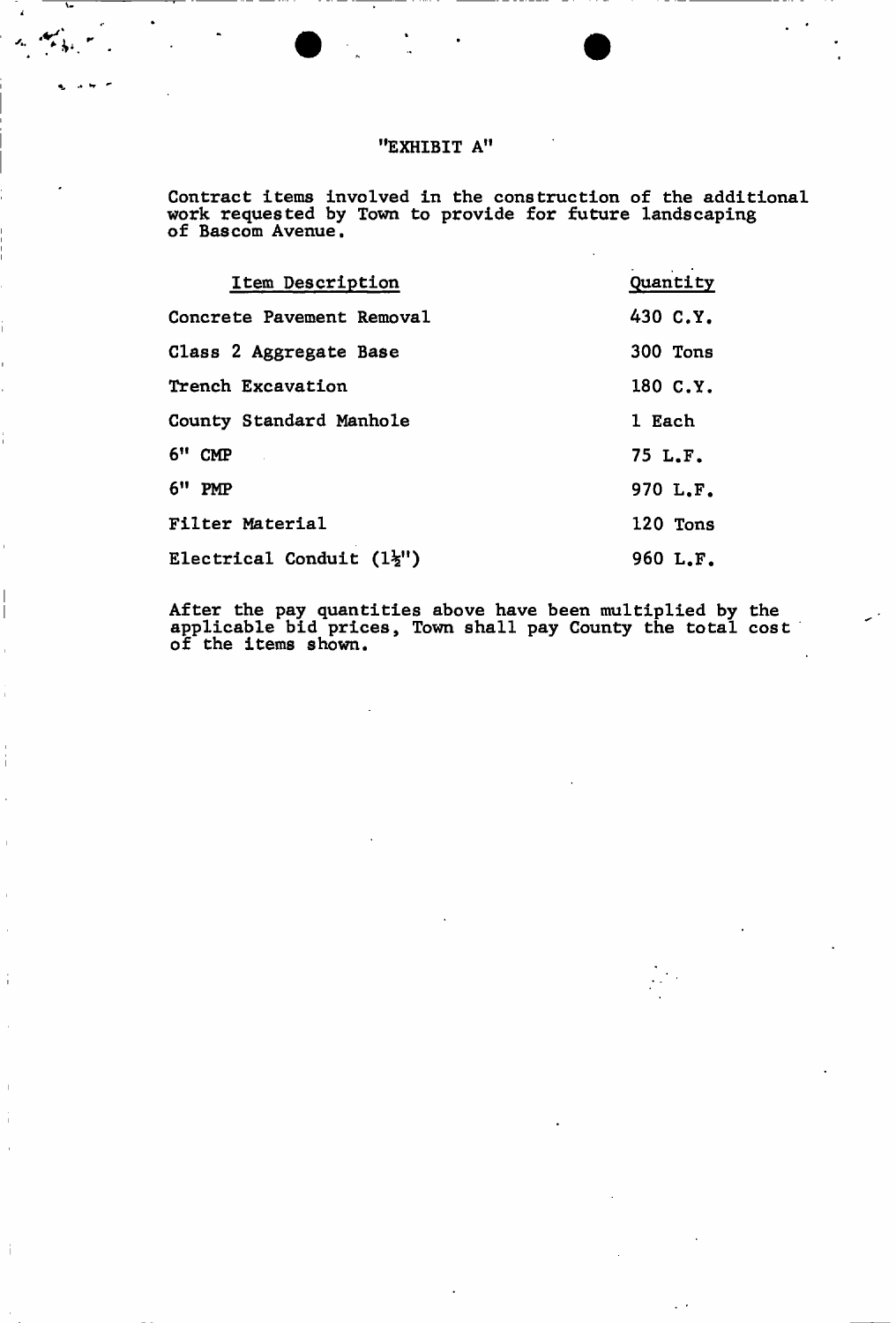"EXHIBIT A"

Contract items involved in the construction of the additional work requested by Town to provide for future landscaping of Bascom Avenue.

| Item Description | Quantity |
|---|---|
| Concrete Pavement Removal | 430 C.Y. |
| Class 2 Aggregate Base | 300 Tons |
| Trench Excavation | 180 C.Y. |
| County Standard Manhole | 1 Each |
| 6" CMP | 75 L.F. |
| 6" PMP | 970 L.F. |
| Filter Material | 120 Tons |
| Electrical Conduit (1½") | 960 L.F. |

After the pay quantities above have been multiplied by the applicable bid prices, Town shall pay County the total cost of the items shown.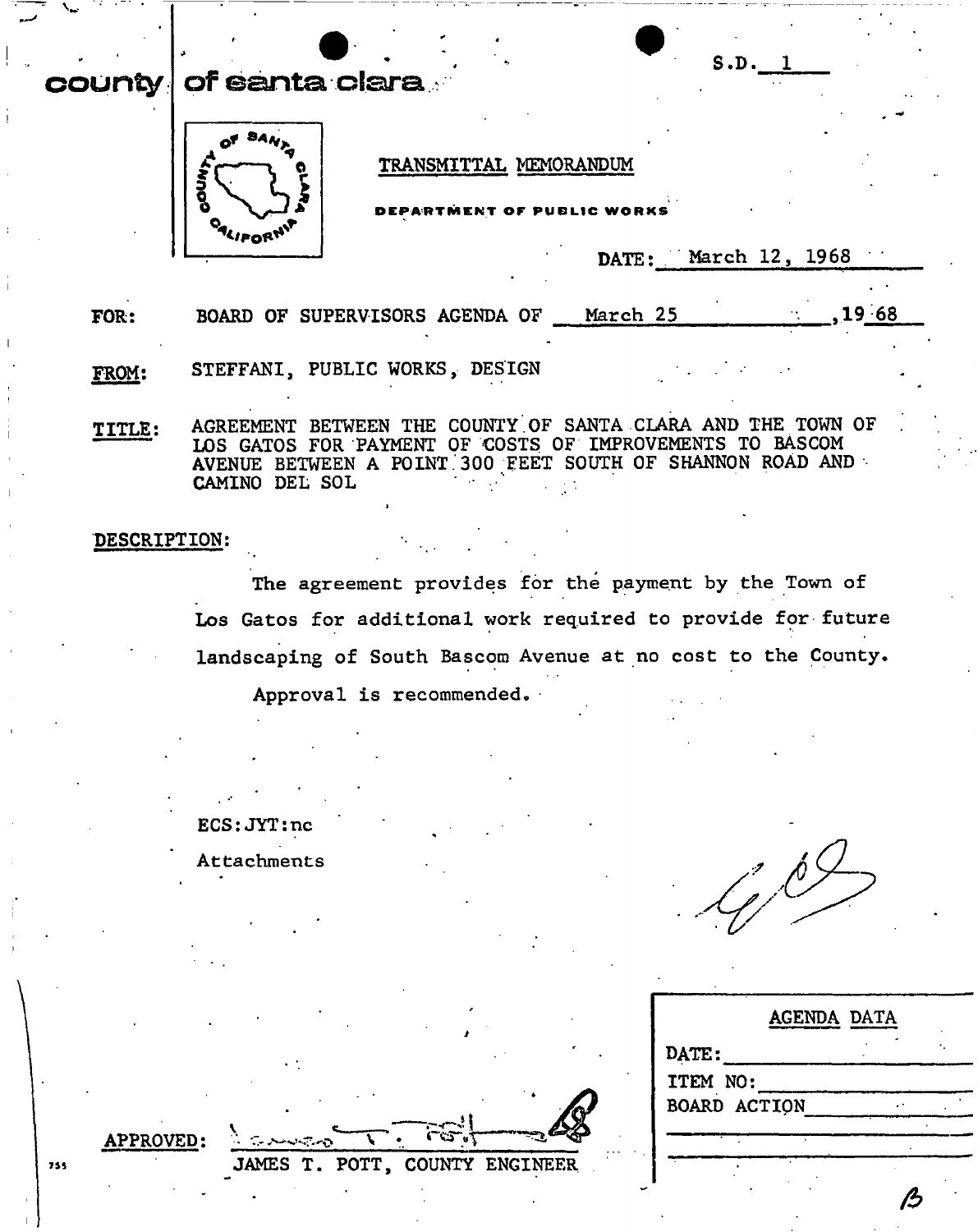S.D. 1

**county of santa clara**

TRANSMITTAL MEMORANDUM

DEPARTMENT OF PUBLIC WORKS

DATE: March 12, 1968

**FOR:** BOARD OF SUPERVISORS AGENDA OF March 25, 1968

**FROM:** STEFFANI, PUBLIC WORKS, DESIGN

**TITLE:** AGREEMENT BETWEEN THE COUNTY OF SANTA CLARA AND THE TOWN OF LOS GATOS FOR PAYMENT OF COSTS OF IMPROVEMENTS TO BASCOM AVENUE BETWEEN A POINT 300 FEET SOUTH OF SHANNON ROAD AND CAMINO DEL SOL

**DESCRIPTION:**

The agreement provides for the payment by the Town of Los Gatos for additional work required to provide for future landscaping of South Bascom Avenue at no cost to the County.

Approval is recommended.

ECS:JYT:nc

Attachments

APPROVED: JAMES T. POTT, COUNTY ENGINEER

| AGENDA DATA |
| --- |
| DATE: |
| ITEM NO: |
| BOARD ACTION |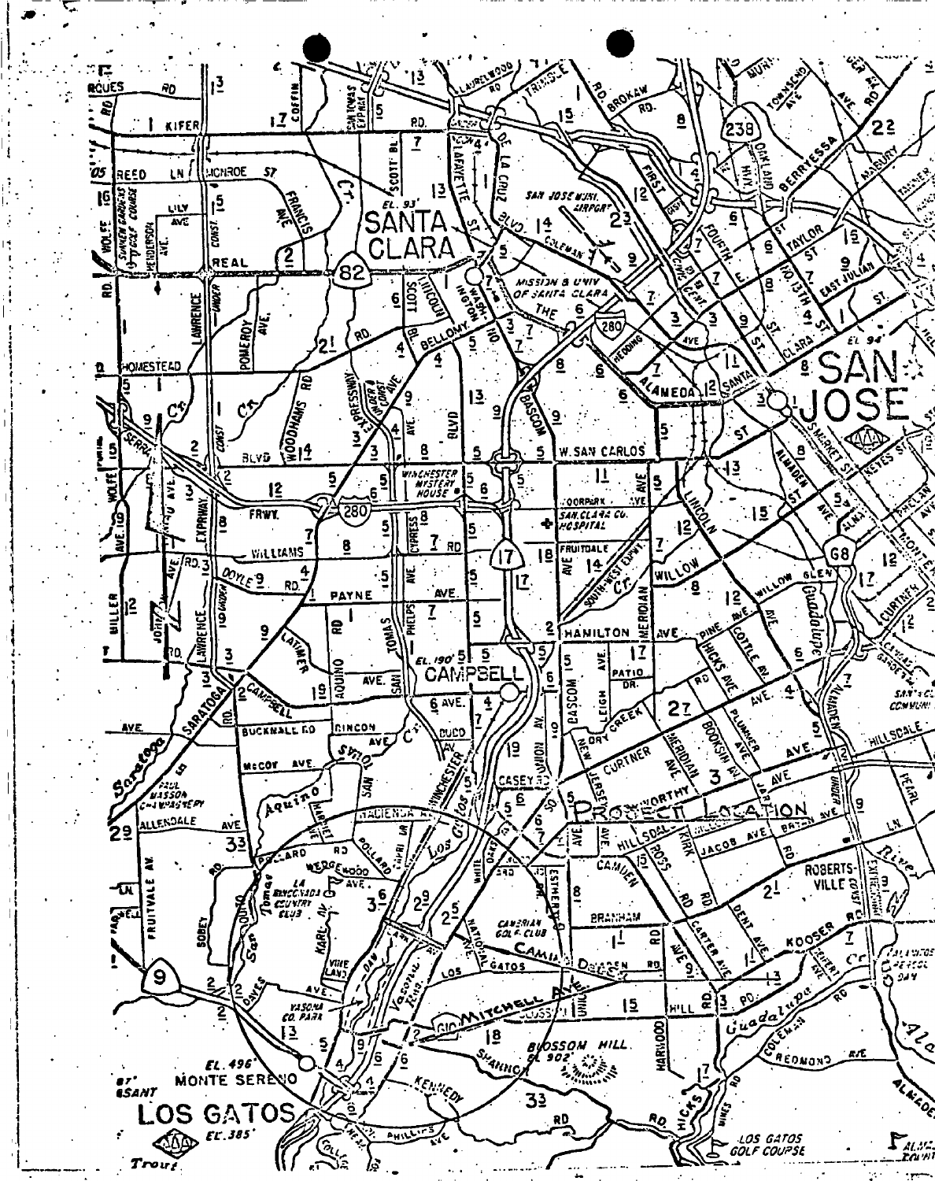SANTA CLARA

SAN JOSE

CAMPBELL

LOS GATOS

MONTE SERENO

PROJECT LOCATION

SAN JOSE MUNI. AIRPORT

MISSION & UNIV OF SANTA CLARA

WINCHESTER MYSTERY HOUSE

SAN. CLARA CO. HOSPITAL

LA RINCONADA COUNTRY CLUB

CAMBRIAN GOLF CLUB

BLOSSOM HILL EL. 902'

LOS GATOS GOLF COURSE

PAUL MASSON CHAMPAGNE CELLARS

VASONA CO. PARK

EL. 93'

EL. 94'

EL. 190'

EL. 496'

EL. 385'